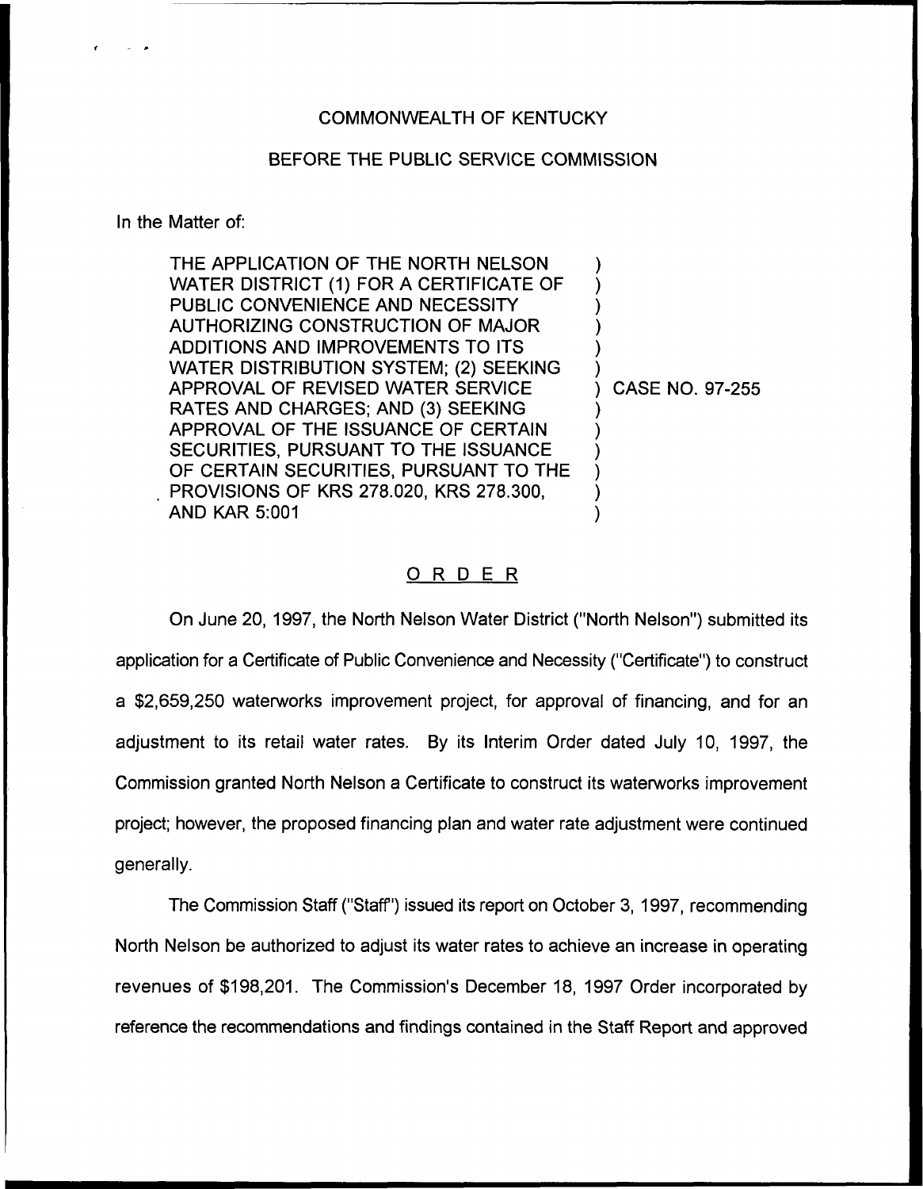COMMONWEALTH OF KENTUCKY

BEFORE THE PUBLIC SERVICE COMMISSION

In the Matter of:

| | | |
|---|---|---|
| THE APPLICATION OF THE NORTH NELSON WATER DISTRICT (1) FOR A CERTIFICATE OF PUBLIC CONVENIENCE AND NECESSITY AUTHORIZING CONSTRUCTION OF MAJOR ADDITIONS AND IMPROVEMENTS TO ITS WATER DISTRIBUTION SYSTEM; (2) SEEKING APPROVAL OF REVISED WATER SERVICE RATES AND CHARGES; AND (3) SEEKING APPROVAL OF THE ISSUANCE OF CERTAIN SECURITIES, PURSUANT TO THE ISSUANCE OF CERTAIN SECURITIES, PURSUANT TO THE PROVISIONS OF KRS 278.020, KRS 278.300, AND KAR 5:001 | ) | CASE NO. 97-255 |

## ORDER

On June 20, 1997, the North Nelson Water District ("North Nelson") submitted its application for a Certificate of Public Convenience and Necessity ("Certificate") to construct a $2,659,250 waterworks improvement project, for approval of financing, and for an adjustment to its retail water rates. By its Interim Order dated July 10, 1997, the Commission granted North Nelson a Certificate to construct its waterworks improvement project; however, the proposed financing plan and water rate adjustment were continued generally.

The Commission Staff ("Staff") issued its report on October 3, 1997, recommending North Nelson be authorized to adjust its water rates to achieve an increase in operating revenues of $198,201. The Commission's December 18, 1997 Order incorporated by reference the recommendations and findings contained in the Staff Report and approved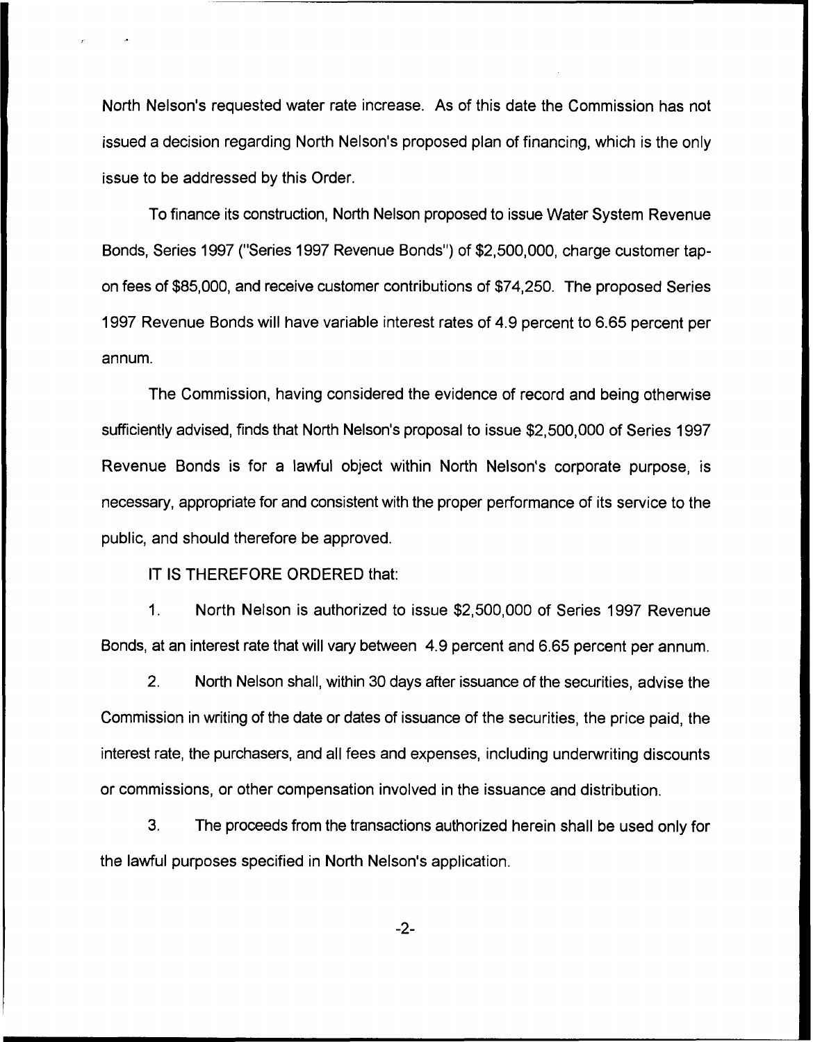North Nelson's requested water rate increase. As of this date the Commission has not issued a decision regarding North Nelson's proposed plan of financing, which is the only issue to be addressed by this Order.

To finance its construction, North Nelson proposed to issue Water System Revenue Bonds, Series 1997 ("Series 1997 Revenue Bonds") of $2,500,000, charge customer tap-on fees of $85,000, and receive customer contributions of $74,250. The proposed Series 1997 Revenue Bonds will have variable interest rates of 4.9 percent to 6.65 percent per annum.

The Commission, having considered the evidence of record and being otherwise sufficiently advised, finds that North Nelson's proposal to issue $2,500,000 of Series 1997 Revenue Bonds is for a lawful object within North Nelson's corporate purpose, is necessary, appropriate for and consistent with the proper performance of its service to the public, and should therefore be approved.

IT IS THEREFORE ORDERED that:

1. North Nelson is authorized to issue $2,500,000 of Series 1997 Revenue Bonds, at an interest rate that will vary between 4.9 percent and 6.65 percent per annum.

2. North Nelson shall, within 30 days after issuance of the securities, advise the Commission in writing of the date or dates of issuance of the securities, the price paid, the interest rate, the purchasers, and all fees and expenses, including underwriting discounts or commissions, or other compensation involved in the issuance and distribution.

3. The proceeds from the transactions authorized herein shall be used only for the lawful purposes specified in North Nelson's application.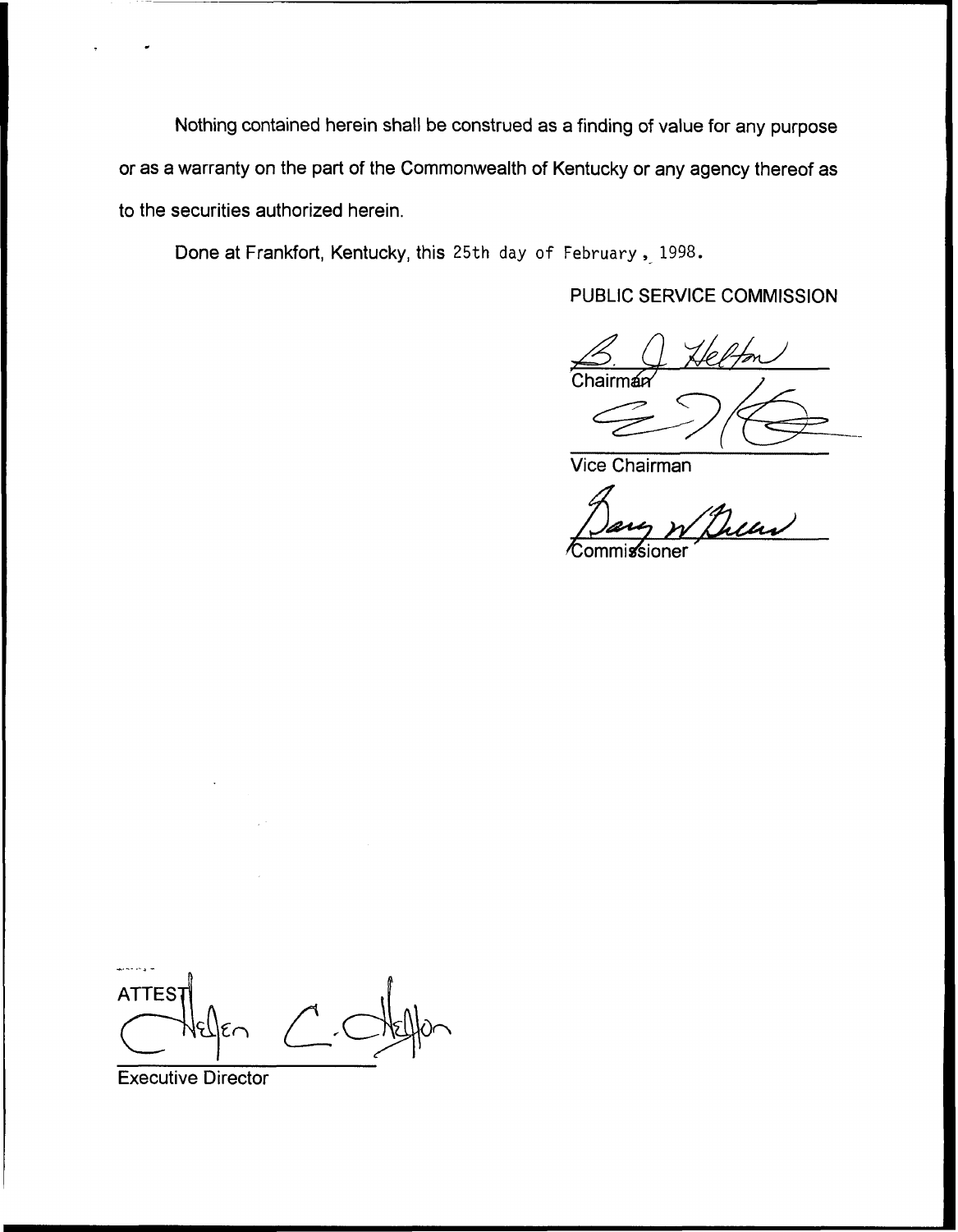Nothing contained herein shall be construed as a finding of value for any purpose or as a warranty on the part of the Commonwealth of Kentucky or any agency thereof as to the securities authorized herein.

Done at Frankfort, Kentucky, this 25th day of February, 1998.

PUBLIC SERVICE COMMISSION

Chairman

Vice Chairman

Commissioner

ATTEST:

Executive Director